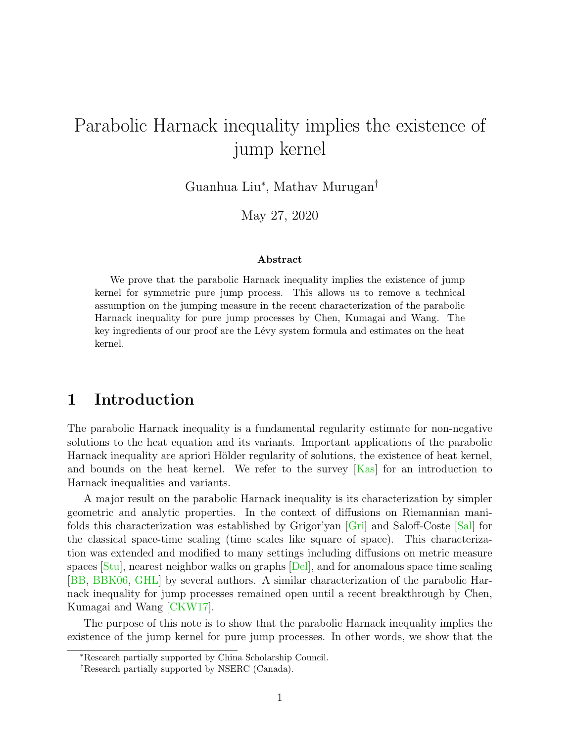# Parabolic Harnack inequality implies the existence of jump kernel

Guanhua Liu*, Mathav Murugan†

May 27, 2020

**Abstract**

We prove that the parabolic Harnack inequality implies the existence of jump kernel for symmetric pure jump process. This allows us to remove a technical assumption on the jumping measure in the recent characterization of the parabolic Harnack inequality for pure jump processes by Chen, Kumagai and Wang. The key ingredients of our proof are the Lévy system formula and estimates on the heat kernel.

## 1 Introduction

The parabolic Harnack inequality is a fundamental regularity estimate for non-negative solutions to the heat equation and its variants. Important applications of the parabolic Harnack inequality are apriori Hölder regularity of solutions, the existence of heat kernel, and bounds on the heat kernel. We refer to the survey [Kas] for an introduction to Harnack inequalities and variants.

A major result on the parabolic Harnack inequality is its characterization by simpler geometric and analytic properties. In the context of diffusions on Riemannian manifolds this characterization was established by Grigor'yan [Gri] and Saloff-Coste [Sal] for the classical space-time scaling (time scales like square of space). This characterization was extended and modified to many settings including diffusions on metric measure spaces [Stu], nearest neighbor walks on graphs [Del], and for anomalous space time scaling [BB, BBK06, GHL] by several authors. A similar characterization of the parabolic Harnack inequality for jump processes remained open until a recent breakthrough by Chen, Kumagai and Wang [CKW17].

The purpose of this note is to show that the parabolic Harnack inequality implies the existence of the jump kernel for pure jump processes. In other words, we show that the

*Research partially supported by China Scholarship Council.

†Research partially supported by NSERC (Canada).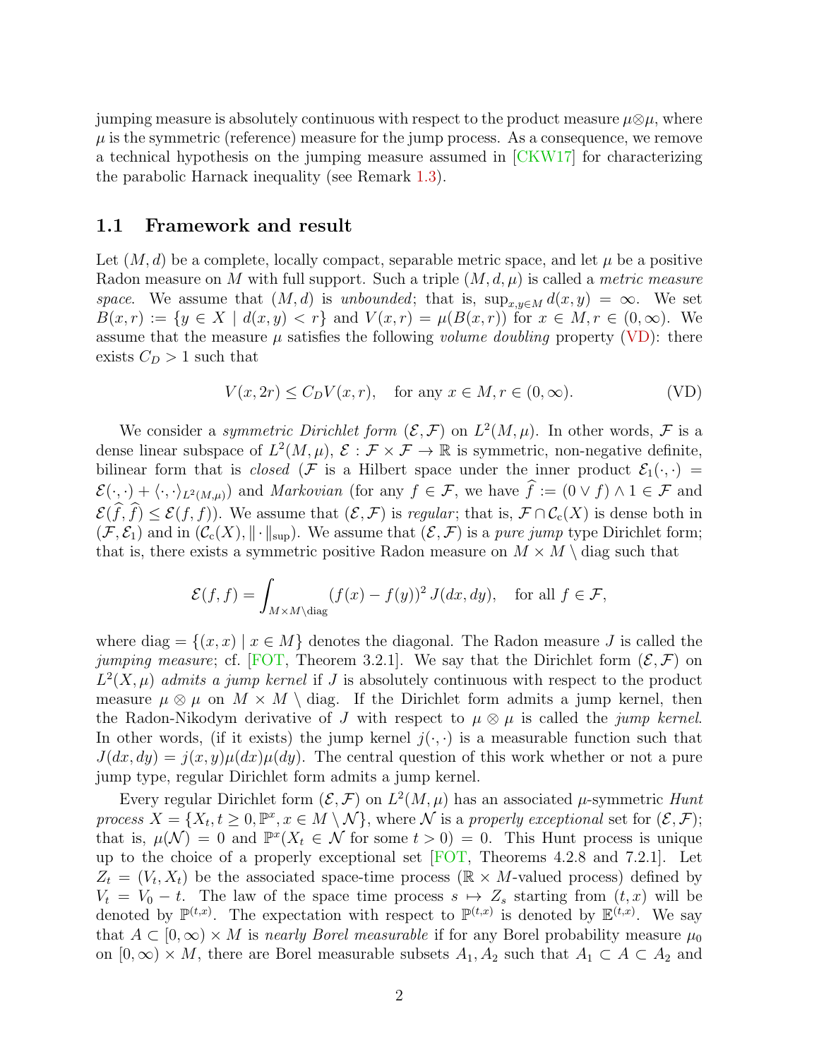jumping measure is absolutely continuous with respect to the product measure $\mu \otimes \mu$, where $\mu$ is the symmetric (reference) measure for the jump process. As a consequence, we remove a technical hypothesis on the jumping measure assumed in [CKW17] for characterizing the parabolic Harnack inequality (see Remark 1.3).

## 1.1 Framework and result

Let $(M, d)$ be a complete, locally compact, separable metric space, and let $\mu$ be a positive Radon measure on $M$ with full support. Such a triple $(M, d, \mu)$ is called a *metric measure space*. We assume that $(M, d)$ is *unbounded*; that is, $\sup_{x,y \in M} d(x, y) = \infty$. We set $B(x, r) := \{y \in X \mid d(x, y) < r\}$ and $V(x, r) = \mu(B(x, r))$ for $x \in M, r \in (0, \infty)$. We assume that the measure $\mu$ satisfies the following *volume doubling* property (VD): there exists $C_D > 1$ such that

$$V(x, 2r) \leq C_D V(x, r), \quad \text{for any } x \in M, r \in (0, \infty). \tag{VD}$$

We consider a *symmetric Dirichlet form* $(\mathcal{E}, \mathcal{F})$ on $L^2(M, \mu)$. In other words, $\mathcal{F}$ is a dense linear subspace of $L^2(M, \mu)$, $\mathcal{E} : \mathcal{F} \times \mathcal{F} \to \mathbb{R}$ is symmetric, non-negative definite, bilinear form that is *closed* ($\mathcal{F}$ is a Hilbert space under the inner product $\mathcal{E}_1(\cdot, \cdot) = \mathcal{E}(\cdot, \cdot) + \langle \cdot, \cdot \rangle_{L^2(M,\mu)}$) and *Markovian* (for any $f \in \mathcal{F}$, we have $\widehat{f} := (0 \vee f) \wedge 1 \in \mathcal{F}$ and $\mathcal{E}(\widehat{f}, \widehat{f}) \leq \mathcal{E}(f, f)$). We assume that $(\mathcal{E}, \mathcal{F})$ is *regular*; that is, $\mathcal{F} \cap \mathcal{C}_c(X)$ is dense both in $(\mathcal{F}, \mathcal{E}_1)$ and in $(\mathcal{C}_c(X), \|\cdot\|_{\sup})$. We assume that $(\mathcal{E}, \mathcal{F})$ is a *pure jump* type Dirichlet form; that is, there exists a symmetric positive Radon measure on $M \times M \setminus \text{diag}$ such that

$$\mathcal{E}(f, f) = \int_{M \times M \setminus \text{diag}} (f(x) - f(y))^2 \, J(dx, dy), \quad \text{for all } f \in \mathcal{F},$$

where $\text{diag} = \{(x, x) \mid x \in M\}$ denotes the diagonal. The Radon measure $J$ is called the *jumping measure*; cf. [FOT, Theorem 3.2.1]. We say that the Dirichlet form $(\mathcal{E}, \mathcal{F})$ on $L^2(X, \mu)$ *admits a jump kernel* if $J$ is absolutely continuous with respect to the product measure $\mu \otimes \mu$ on $M \times M \setminus \text{diag}$. If the Dirichlet form admits a jump kernel, then the Radon-Nikodym derivative of $J$ with respect to $\mu \otimes \mu$ is called the *jump kernel*. In other words, (if it exists) the jump kernel $j(\cdot, \cdot)$ is a measurable function such that $J(dx, dy) = j(x, y)\mu(dx)\mu(dy)$. The central question of this work whether or not a pure jump type, regular Dirichlet form admits a jump kernel.

Every regular Dirichlet form $(\mathcal{E}, \mathcal{F})$ on $L^2(M, \mu)$ has an associated $\mu$-symmetric *Hunt process* $X = \{X_t, t \geq 0, \mathbb{P}^x, x \in M \setminus \mathcal{N}\}$, where $\mathcal{N}$ is a *properly exceptional* set for $(\mathcal{E}, \mathcal{F})$; that is, $\mu(\mathcal{N}) = 0$ and $\mathbb{P}^x(X_t \in \mathcal{N} \text{ for some } t > 0) = 0$. This Hunt process is unique up to the choice of a properly exceptional set [FOT, Theorems 4.2.8 and 7.2.1]. Let $Z_t = (V_t, X_t)$ be the associated space-time process ($\mathbb{R} \times M$-valued process) defined by $V_t = V_0 - t$. The law of the space time process $s \mapsto Z_s$ starting from $(t, x)$ will be denoted by $\mathbb{P}^{(t,x)}$. The expectation with respect to $\mathbb{P}^{(t,x)}$ is denoted by $\mathbb{E}^{(t,x)}$. We say that $A \subset [0, \infty) \times M$ is *nearly Borel measurable* if for any Borel probability measure $\mu_0$ on $[0, \infty) \times M$, there are Borel measurable subsets $A_1, A_2$ such that $A_1 \subset A \subset A_2$ and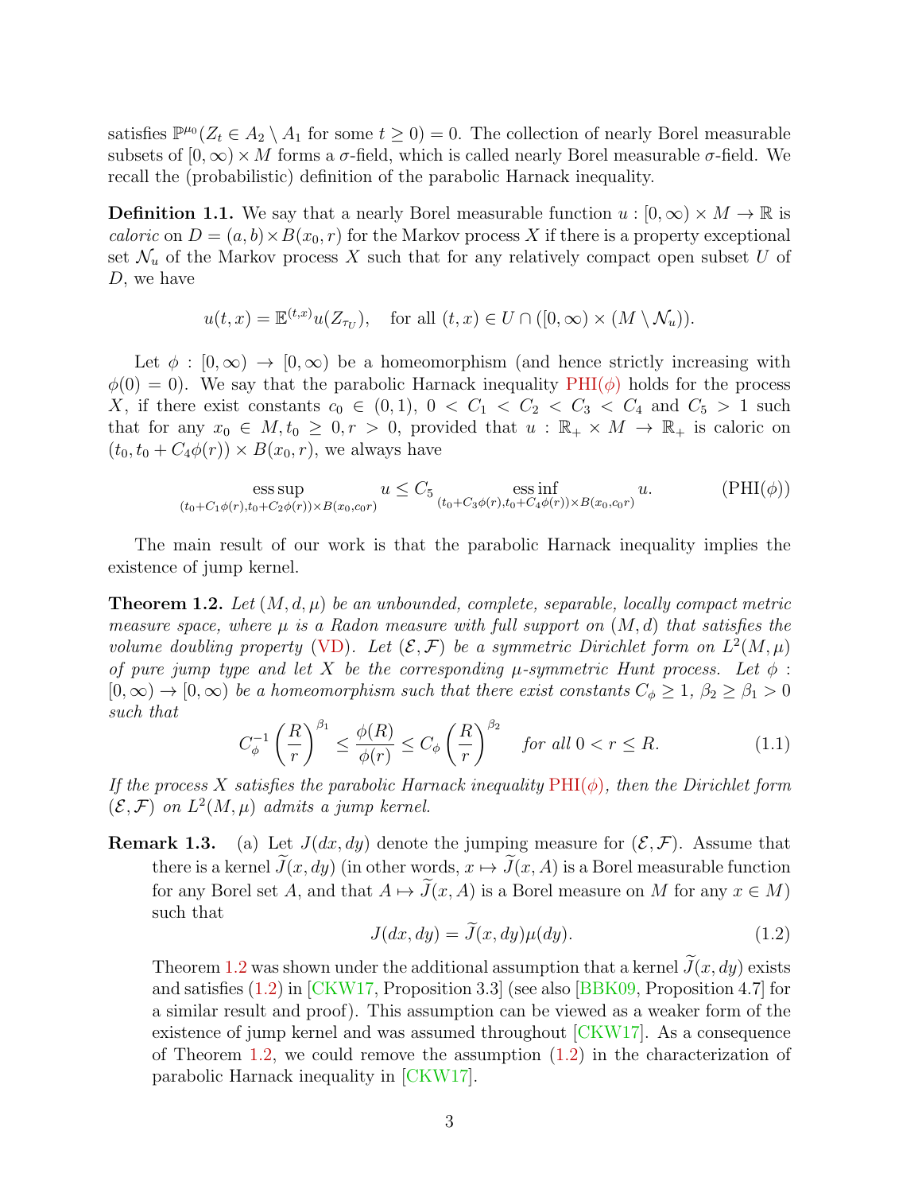satisfies $\mathbb{P}^{\mu_0}(Z_t \in A_2 \setminus A_1$ for some $t \geq 0) = 0$. The collection of nearly Borel measurable subsets of $[0,\infty) \times M$ forms a $\sigma$-field, which is called nearly Borel measurable $\sigma$-field. We recall the (probabilistic) definition of the parabolic Harnack inequality.

**Definition 1.1.** We say that a nearly Borel measurable function $u : [0,\infty) \times M \to \mathbb{R}$ is *caloric* on $D = (a,b) \times B(x_0,r)$ for the Markov process $X$ if there is a property exceptional set $\mathcal{N}_u$ of the Markov process $X$ such that for any relatively compact open subset $U$ of $D$, we have

$$u(t,x) = \mathbb{E}^{(t,x)} u(Z_{\tau_U}), \quad \text{for all } (t,x) \in U \cap ([0,\infty) \times (M \setminus \mathcal{N}_u)).$$

Let $\phi : [0,\infty) \to [0,\infty)$ be a homeomorphism (and hence strictly increasing with $\phi(0) = 0$). We say that the parabolic Harnack inequality PHI($\phi$) holds for the process $X$, if there exist constants $c_0 \in (0,1)$, $0 < C_1 < C_2 < C_3 < C_4$ and $C_5 > 1$ such that for any $x_0 \in M, t_0 \geq 0, r > 0$, provided that $u : \mathbb{R}_+ \times M \to \mathbb{R}_+$ is caloric on $(t_0, t_0 + C_4\phi(r)) \times B(x_0,r)$, we always have

$$\operatorname*{ess\,sup}_{(t_0+C_1\phi(r),t_0+C_2\phi(r))\times B(x_0,c_0r)} u \leq C_5 \operatorname*{ess\,inf}_{(t_0+C_3\phi(r),t_0+C_4\phi(r))\times B(x_0,c_0r)} u. \tag{PHI($\phi$)}$$

The main result of our work is that the parabolic Harnack inequality implies the existence of jump kernel.

**Theorem 1.2.** *Let $(M,d,\mu)$ be an unbounded, complete, separable, locally compact metric measure space, where $\mu$ is a Radon measure with full support on $(M,d)$ that satisfies the volume doubling property (VD). Let $(\mathcal{E},\mathcal{F})$ be a symmetric Dirichlet form on $L^2(M,\mu)$ of pure jump type and let $X$ be the corresponding $\mu$-symmetric Hunt process. Let $\phi : [0,\infty) \to [0,\infty)$ be a homeomorphism such that there exist constants $C_\phi \geq 1$, $\beta_2 \geq \beta_1 > 0$ such that*

$$C_\phi^{-1}\left(\frac{R}{r}\right)^{\beta_1} \leq \frac{\phi(R)}{\phi(r)} \leq C_\phi\left(\frac{R}{r}\right)^{\beta_2} \quad \text{for all } 0 < r \leq R. \tag{1.1}$$

*If the process $X$ satisfies the parabolic Harnack inequality PHI($\phi$), then the Dirichlet form $(\mathcal{E},\mathcal{F})$ on $L^2(M,\mu)$ admits a jump kernel.*

**Remark 1.3.** (a) Let $J(dx,dy)$ denote the jumping measure for $(\mathcal{E},\mathcal{F})$. Assume that there is a kernel $\widetilde{J}(x,dy)$ (in other words, $x \mapsto \widetilde{J}(x,A)$ is a Borel measurable function for any Borel set $A$, and that $A \mapsto \widetilde{J}(x,A)$ is a Borel measure on $M$ for any $x \in M$) such that

$$J(dx,dy) = \widetilde{J}(x,dy)\mu(dy). \tag{1.2}$$

Theorem 1.2 was shown under the additional assumption that a kernel $\widetilde{J}(x,dy)$ exists and satisfies (1.2) in [CKW17, Proposition 3.3] (see also [BBK09, Proposition 4.7] for a similar result and proof). This assumption can be viewed as a weaker form of the existence of jump kernel and was assumed throughout [CKW17]. As a consequence of Theorem 1.2, we could remove the assumption (1.2) in the characterization of parabolic Harnack inequality in [CKW17].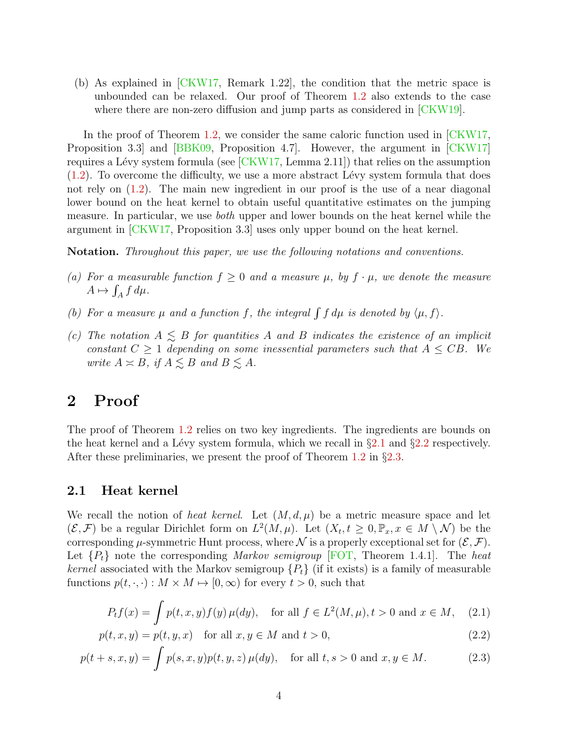(b) As explained in [CKW17, Remark 1.22], the condition that the metric space is unbounded can be relaxed. Our proof of Theorem 1.2 also extends to the case where there are non-zero diffusion and jump parts as considered in [CKW19].

In the proof of Theorem 1.2, we consider the same caloric function used in [CKW17, Proposition 3.3] and [BBK09, Proposition 4.7]. However, the argument in [CKW17] requires a Lévy system formula (see [CKW17, Lemma 2.11]) that relies on the assumption (1.2). To overcome the difficulty, we use a more abstract Lévy system formula that does not rely on (1.2). The main new ingredient in our proof is the use of a near diagonal lower bound on the heat kernel to obtain useful quantitative estimates on the jumping measure. In particular, we use *both* upper and lower bounds on the heat kernel while the argument in [CKW17, Proposition 3.3] uses only upper bound on the heat kernel.

**Notation.** *Throughout this paper, we use the following notations and conventions.*

*(a) For a measurable function $f \geq 0$ and a measure $\mu$, by $f \cdot \mu$, we denote the measure $A \mapsto \int_A f \, d\mu$.*

*(b) For a measure $\mu$ and a function $f$, the integral $\int f \, d\mu$ is denoted by $\langle \mu, f \rangle$.*

*(c) The notation $A \lesssim B$ for quantities $A$ and $B$ indicates the existence of an implicit constant $C \geq 1$ depending on some inessential parameters such that $A \leq CB$. We write $A \asymp B$, if $A \lesssim B$ and $B \lesssim A$.*

# 2 Proof

The proof of Theorem 1.2 relies on two key ingredients. The ingredients are bounds on the heat kernel and a Lévy system formula, which we recall in §2.1 and §2.2 respectively. After these preliminaries, we present the proof of Theorem 1.2 in §2.3.

## 2.1 Heat kernel

We recall the notion of *heat kernel*. Let $(M, d, \mu)$ be a metric measure space and let $(\mathcal{E}, \mathcal{F})$ be a regular Dirichlet form on $L^2(M, \mu)$. Let $(X_t, t \geq 0, \mathbb{P}_x, x \in M \setminus \mathcal{N})$ be the corresponding $\mu$-symmetric Hunt process, where $\mathcal{N}$ is a properly exceptional set for $(\mathcal{E}, \mathcal{F})$. Let $\{P_t\}$ note the corresponding *Markov semigroup* [FOT, Theorem 1.4.1]. The *heat kernel* associated with the Markov semigroup $\{P_t\}$ (if it exists) is a family of measurable functions $p(t, \cdot, \cdot) : M \times M \mapsto [0, \infty)$ for every $t > 0$, such that

$$P_t f(x) = \int p(t, x, y) f(y) \, \mu(dy), \quad \text{for all } f \in L^2(M, \mu), t > 0 \text{ and } x \in M, \tag{2.1}$$

$$p(t, x, y) = p(t, y, x) \quad \text{for all } x, y \in M \text{ and } t > 0, \tag{2.2}$$

$$p(t + s, x, y) = \int p(s, x, y) p(t, y, z) \, \mu(dy), \quad \text{for all } t, s > 0 \text{ and } x, y \in M. \tag{2.3}$$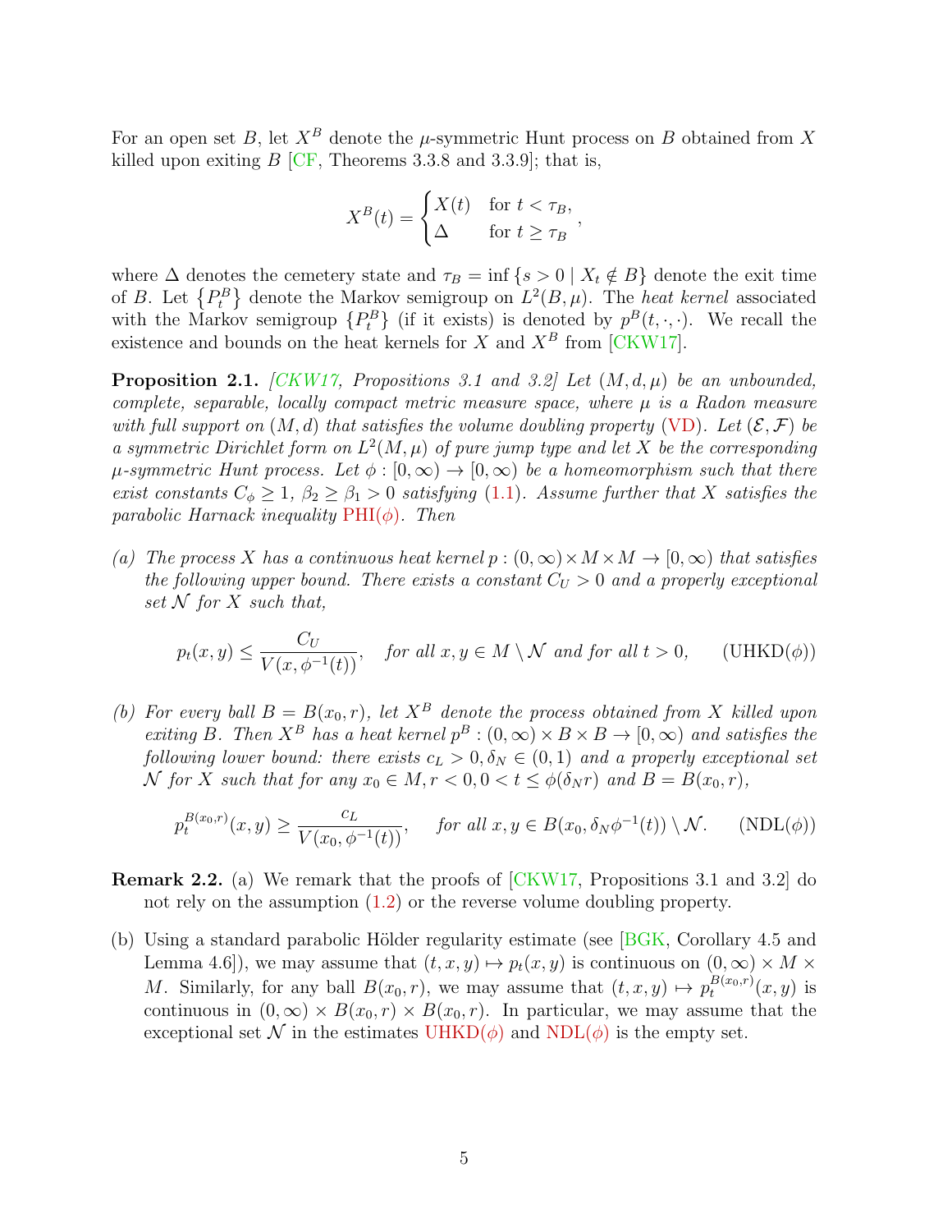For an open set $B$, let $X^B$ denote the $\mu$-symmetric Hunt process on $B$ obtained from $X$ killed upon exiting $B$ [CF, Theorems 3.3.8 and 3.3.9]; that is,

$$X^B(t) = \begin{cases} X(t) & \text{for } t < \tau_B, \\ \Delta & \text{for } t \geq \tau_B \end{cases},$$

where $\Delta$ denotes the cemetery state and $\tau_B = \inf\{s > 0 \mid X_t \notin B\}$ denote the exit time of $B$. Let $\{P_t^B\}$ denote the Markov semigroup on $L^2(B, \mu)$. The *heat kernel* associated with the Markov semigroup $\{P_t^B\}$ (if it exists) is denoted by $p^B(t, \cdot, \cdot)$. We recall the existence and bounds on the heat kernels for $X$ and $X^B$ from [CKW17].

**Proposition 2.1.** *[CKW17, Propositions 3.1 and 3.2] Let $(M, d, \mu)$ be an unbounded, complete, separable, locally compact metric measure space, where $\mu$ is a Radon measure with full support on $(M, d)$ that satisfies the volume doubling property (VD). Let $(\mathcal{E}, \mathcal{F})$ be a symmetric Dirichlet form on $L^2(M, \mu)$ of pure jump type and let $X$ be the corresponding $\mu$-symmetric Hunt process. Let $\phi : [0, \infty) \to [0, \infty)$ be a homeomorphism such that there exist constants $C_\phi \geq 1$, $\beta_2 \geq \beta_1 > 0$ satisfying (1.1). Assume further that $X$ satisfies the parabolic Harnack inequality PHI($\phi$). Then*

*(a) The process $X$ has a continuous heat kernel $p : (0, \infty) \times M \times M \to [0, \infty)$ that satisfies the following upper bound. There exists a constant $C_U > 0$ and a properly exceptional set $\mathcal{N}$ for $X$ such that,*

$$p_t(x, y) \leq \frac{C_U}{V(x, \phi^{-1}(t))}, \quad \text{for all } x, y \in M \setminus \mathcal{N} \text{ and for all } t > 0, \qquad (\text{UHKD}(\phi))$$

*(b) For every ball $B = B(x_0, r)$, let $X^B$ denote the process obtained from $X$ killed upon exiting $B$. Then $X^B$ has a heat kernel $p^B : (0, \infty) \times B \times B \to [0, \infty)$ and satisfies the following lower bound: there exists $c_L > 0, \delta_N \in (0, 1)$ and a properly exceptional set $\mathcal{N}$ for $X$ such that for any $x_0 \in M, r < 0, 0 < t \leq \phi(\delta_N r)$ and $B = B(x_0, r)$,*

$$p_t^{B(x_0,r)}(x, y) \geq \frac{c_L}{V(x_0, \phi^{-1}(t))}, \quad \text{for all } x, y \in B(x_0, \delta_N \phi^{-1}(t)) \setminus \mathcal{N}. \qquad (\text{NDL}(\phi))$$

**Remark 2.2.** (a) We remark that the proofs of [CKW17, Propositions 3.1 and 3.2] do not rely on the assumption (1.2) or the reverse volume doubling property.

(b) Using a standard parabolic Hölder regularity estimate (see [BGK, Corollary 4.5 and Lemma 4.6]), we may assume that $(t, x, y) \mapsto p_t(x, y)$ is continuous on $(0, \infty) \times M \times M$. Similarly, for any ball $B(x_0, r)$, we may assume that $(t, x, y) \mapsto p_t^{B(x_0,r)}(x, y)$ is continuous in $(0, \infty) \times B(x_0, r) \times B(x_0, r)$. In particular, we may assume that the exceptional set $\mathcal{N}$ in the estimates UHKD($\phi$) and NDL($\phi$) is the empty set.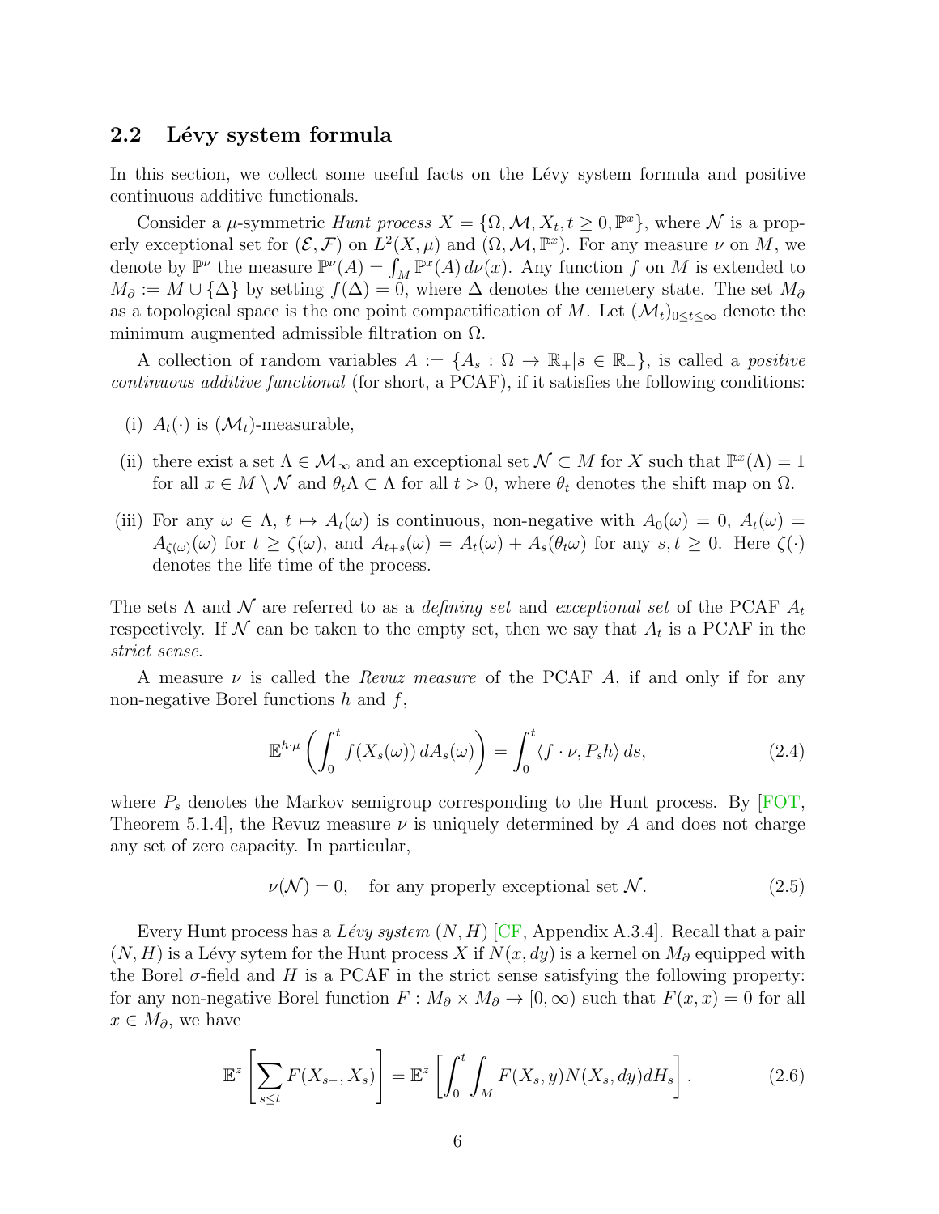## 2.2 Lévy system formula

In this section, we collect some useful facts on the Lévy system formula and positive continuous additive functionals.

Consider a $\mu$-symmetric *Hunt process* $X = \{\Omega, \mathcal{M}, X_t, t \geq 0, \mathbb{P}^x\}$, where $\mathcal{N}$ is a properly exceptional set for $(\mathcal{E}, \mathcal{F})$ on $L^2(X, \mu)$ and $(\Omega, \mathcal{M}, \mathbb{P}^x)$. For any measure $\nu$ on $M$, we denote by $\mathbb{P}^\nu$ the measure $\mathbb{P}^\nu(A) = \int_M \mathbb{P}^x(A)\, d\nu(x)$. Any function $f$ on $M$ is extended to $M_\partial := M \cup \{\Delta\}$ by setting $f(\Delta) = 0$, where $\Delta$ denotes the cemetery state. The set $M_\partial$ as a topological space is the one point compactification of $M$. Let $(\mathcal{M}_t)_{0 \leq t \leq \infty}$ denote the minimum augmented admissible filtration on $\Omega$.

A collection of random variables $A := \{A_s : \Omega \to \mathbb{R}_+ | s \in \mathbb{R}_+\}$, is called a *positive continuous additive functional* (for short, a PCAF), if it satisfies the following conditions:

(i) $A_t(\cdot)$ is $(\mathcal{M}_t)$-measurable,

(ii) there exist a set $\Lambda \in \mathcal{M}_\infty$ and an exceptional set $\mathcal{N} \subset M$ for $X$ such that $\mathbb{P}^x(\Lambda) = 1$ for all $x \in M \setminus \mathcal{N}$ and $\theta_t \Lambda \subset \Lambda$ for all $t > 0$, where $\theta_t$ denotes the shift map on $\Omega$.

(iii) For any $\omega \in \Lambda$, $t \mapsto A_t(\omega)$ is continuous, non-negative with $A_0(\omega) = 0$, $A_t(\omega) = A_{\zeta(\omega)}(\omega)$ for $t \geq \zeta(\omega)$, and $A_{t+s}(\omega) = A_t(\omega) + A_s(\theta_t \omega)$ for any $s, t \geq 0$. Here $\zeta(\cdot)$ denotes the life time of the process.

The sets $\Lambda$ and $\mathcal{N}$ are referred to as a *defining set* and *exceptional set* of the PCAF $A_t$ respectively. If $\mathcal{N}$ can be taken to the empty set, then we say that $A_t$ is a PCAF in the *strict sense*.

A measure $\nu$ is called the *Revuz measure* of the PCAF $A$, if and only if for any non-negative Borel functions $h$ and $f$,

$$\mathbb{E}^{h \cdot \mu}\left(\int_0^t f(X_s(\omega))\, dA_s(\omega)\right) = \int_0^t \langle f \cdot \nu, P_s h\rangle\, ds, \tag{2.4}$$

where $P_s$ denotes the Markov semigroup corresponding to the Hunt process. By [FOT, Theorem 5.1.4], the Revuz measure $\nu$ is uniquely determined by $A$ and does not charge any set of zero capacity. In particular,

$$\nu(\mathcal{N}) = 0, \quad \text{for any properly exceptional set } \mathcal{N}. \tag{2.5}$$

Every Hunt process has a *Lévy system* $(N, H)$ [CF, Appendix A.3.4]. Recall that a pair $(N, H)$ is a Lévy sytem for the Hunt process $X$ if $N(x, dy)$ is a kernel on $M_\partial$ equipped with the Borel $\sigma$-field and $H$ is a PCAF in the strict sense satisfying the following property: for any non-negative Borel function $F : M_\partial \times M_\partial \to [0, \infty)$ such that $F(x, x) = 0$ for all $x \in M_\partial$, we have

$$\mathbb{E}^z\left[\sum_{s \leq t} F(X_{s-}, X_s)\right] = \mathbb{E}^z\left[\int_0^t \int_M F(X_s, y) N(X_s, dy) dH_s\right]. \tag{2.6}$$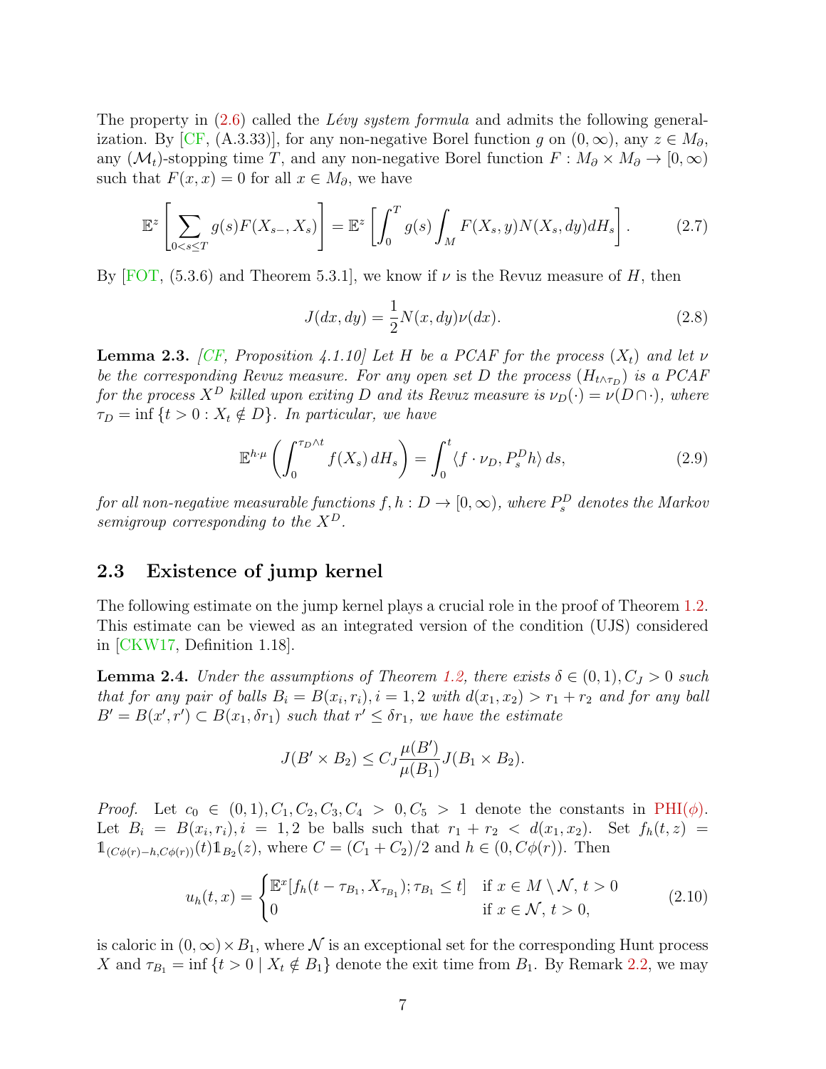The property in (2.6) called the *Lévy system formula* and admits the following generalization. By [CF, (A.3.33)], for any non-negative Borel function $g$ on $(0,\infty)$, any $z \in M_\partial$, any $(\mathcal{M}_t)$-stopping time $T$, and any non-negative Borel function $F : M_\partial \times M_\partial \to [0,\infty)$ such that $F(x,x) = 0$ for all $x \in M_\partial$, we have

$$\mathbb{E}^z\left[\sum_{0<s\le T} g(s)F(X_{s-},X_s)\right] = \mathbb{E}^z\left[\int_0^T g(s)\int_M F(X_s,y)N(X_s,dy)dH_s\right]. \tag{2.7}$$

By [FOT, (5.3.6) and Theorem 5.3.1], we know if $\nu$ is the Revuz measure of $H$, then

$$J(dx,dy) = \frac{1}{2}N(x,dy)\nu(dx). \tag{2.8}$$

**Lemma 2.3.** *[CF, Proposition 4.1.10] Let $H$ be a PCAF for the process $(X_t)$ and let $\nu$ be the corresponding Revuz measure. For any open set $D$ the process $(H_{t\wedge\tau_D})$ is a PCAF for the process $X^D$ killed upon exiting $D$ and its Revuz measure is $\nu_D(\cdot) = \nu(D\cap\cdot)$, where $\tau_D = \inf\{t>0 : X_t \notin D\}$. In particular, we have*

$$\mathbb{E}^{h\cdot\mu}\left(\int_0^{\tau_D\wedge t} f(X_s)\,dH_s\right) = \int_0^t \langle f\cdot\nu_D, P_s^D h\rangle\,ds, \tag{2.9}$$

*for all non-negative measurable functions $f,h : D \to [0,\infty)$, where $P_s^D$ denotes the Markov semigroup corresponding to the $X^D$.*

## 2.3 Existence of jump kernel

The following estimate on the jump kernel plays a crucial role in the proof of Theorem 1.2. This estimate can be viewed as an integrated version of the condition (UJS) considered in [CKW17, Definition 1.18].

**Lemma 2.4.** *Under the assumptions of Theorem 1.2, there exists $\delta \in (0,1)$, $C_J > 0$ such that for any pair of balls $B_i = B(x_i,r_i), i = 1,2$ with $d(x_1,x_2) > r_1 + r_2$ and for any ball $B' = B(x',r') \subset B(x_1,\delta r_1)$ such that $r' \le \delta r_1$, we have the estimate*

$$J(B'\times B_2) \le C_J\frac{\mu(B')}{\mu(B_1)}J(B_1\times B_2).$$

*Proof.* Let $c_0 \in (0,1), C_1, C_2, C_3, C_4 > 0, C_5 > 1$ denote the constants in PHI($\phi$). Let $B_i = B(x_i,r_i), i = 1,2$ be balls such that $r_1 + r_2 < d(x_1,x_2)$. Set $f_h(t,z) = \mathbb{1}_{(C\phi(r)-h,C\phi(r))}(t)\mathbb{1}_{B_2}(z)$, where $C = (C_1+C_2)/2$ and $h \in (0, C\phi(r))$. Then

$$u_h(t,x) = \begin{cases} \mathbb{E}^x[f_h(t-\tau_{B_1}, X_{\tau_{B_1}});\tau_{B_1}\le t] & \text{if } x \in M\setminus\mathcal{N},\ t>0 \\ 0 & \text{if } x\in\mathcal{N},\ t>0, \end{cases} \tag{2.10}$$

is caloric in $(0,\infty)\times B_1$, where $\mathcal{N}$ is an exceptional set for the corresponding Hunt process $X$ and $\tau_{B_1} = \inf\{t>0 \mid X_t \notin B_1\}$ denote the exit time from $B_1$. By Remark 2.2, we may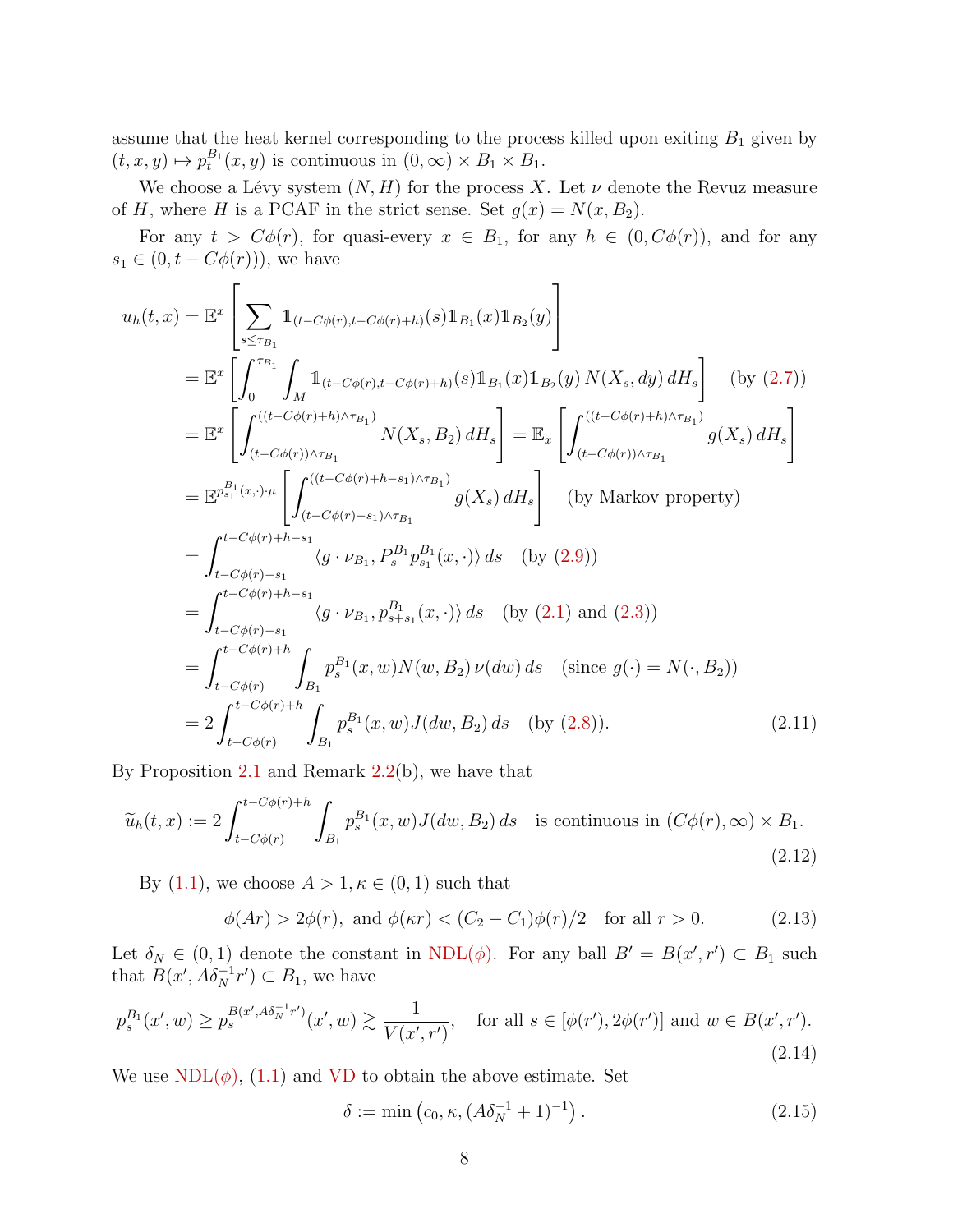assume that the heat kernel corresponding to the process killed upon exiting $B_1$ given by $(t,x,y) \mapsto p_t^{B_1}(x,y)$ is continuous in $(0,\infty) \times B_1 \times B_1$.

We choose a Lévy system $(N,H)$ for the process $X$. Let $\nu$ denote the Revuz measure of $H$, where $H$ is a PCAF in the strict sense. Set $g(x) = N(x, B_2)$.

For any $t > C\phi(r)$, for quasi-every $x \in B_1$, for any $h \in (0, C\phi(r))$, and for any $s_1 \in (0, t - C\phi(r)))$, we have

$$
\begin{aligned}
u_h(t,x) &= \mathbb{E}^x\left[\sum_{s \le \tau_{B_1}} \mathbb{1}_{(t-C\phi(r),t-C\phi(r)+h)}(s)\mathbb{1}_{B_1}(x)\mathbb{1}_{B_2}(y)\right] \\
&= \mathbb{E}^x\left[\int_0^{\tau_{B_1}}\int_M \mathbb{1}_{(t-C\phi(r),t-C\phi(r)+h)}(s)\mathbb{1}_{B_1}(x)\mathbb{1}_{B_2}(y)\, N(X_s,dy)\, dH_s\right] \quad \text{(by (2.7))} \\
&= \mathbb{E}^x\left[\int_{(t-C\phi(r))\wedge\tau_{B_1}}^{((t-C\phi(r)+h)\wedge\tau_{B_1})} N(X_s,B_2)\, dH_s\right] = \mathbb{E}_x\left[\int_{(t-C\phi(r))\wedge\tau_{B_1}}^{((t-C\phi(r)+h)\wedge\tau_{B_1})} g(X_s)\, dH_s\right] \\
&= \mathbb{E}^{p_{s_1}^{B_1}(x,\cdot)\cdot\mu}\left[\int_{(t-C\phi(r)-s_1)\wedge\tau_{B_1}}^{((t-C\phi(r)+h-s_1)\wedge\tau_{B_1})} g(X_s)\, dH_s\right] \quad \text{(by Markov property)} \\
&= \int_{t-C\phi(r)-s_1}^{t-C\phi(r)+h-s_1} \langle g\cdot\nu_{B_1}, P_s^{B_1}p_{s_1}^{B_1}(x,\cdot)\rangle\, ds \quad \text{(by (2.9))} \\
&= \int_{t-C\phi(r)-s_1}^{t-C\phi(r)+h-s_1} \langle g\cdot\nu_{B_1}, p_{s+s_1}^{B_1}(x,\cdot)\rangle\, ds \quad \text{(by (2.1) and (2.3))} \\
&= \int_{t-C\phi(r)}^{t-C\phi(r)+h}\int_{B_1} p_s^{B_1}(x,w)N(w,B_2)\,\nu(dw)\, ds \quad \text{(since } g(\cdot) = N(\cdot,B_2)\text{)} \\
&= 2\int_{t-C\phi(r)}^{t-C\phi(r)+h}\int_{B_1} p_s^{B_1}(x,w)J(dw,B_2)\, ds \quad \text{(by (2.8))}. \qquad (2.11)
\end{aligned}
$$

By Proposition 2.1 and Remark 2.2(b), we have that

$$
\widetilde{u}_h(t,x) := 2\int_{t-C\phi(r)}^{t-C\phi(r)+h}\int_{B_1} p_s^{B_1}(x,w)J(dw,B_2)\, ds \quad \text{is continuous in } (C\phi(r),\infty)\times B_1. \qquad (2.12)
$$

By (1.1), we choose $A > 1, \kappa \in (0,1)$ such that

$$
\phi(Ar) > 2\phi(r), \text{ and } \phi(\kappa r) < (C_2 - C_1)\phi(r)/2 \quad \text{for all } r > 0. \qquad (2.13)
$$

Let $\delta_N \in (0,1)$ denote the constant in NDL($\phi$). For any ball $B' = B(x',r') \subset B_1$ such that $B(x', A\delta_N^{-1}r') \subset B_1$, we have

$$
p_s^{B_1}(x',w) \ge p_s^{B(x',A\delta_N^{-1}r')}(x',w) \gtrsim \frac{1}{V(x',r')}, \quad \text{for all } s \in [\phi(r'), 2\phi(r')] \text{ and } w \in B(x',r'). \qquad (2.14)
$$

We use NDL($\phi$), (1.1) and VD to obtain the above estimate. Set

$$
\delta := \min\left(c_0, \kappa, (A\delta_N^{-1}+1)^{-1}\right). \qquad (2.15)
$$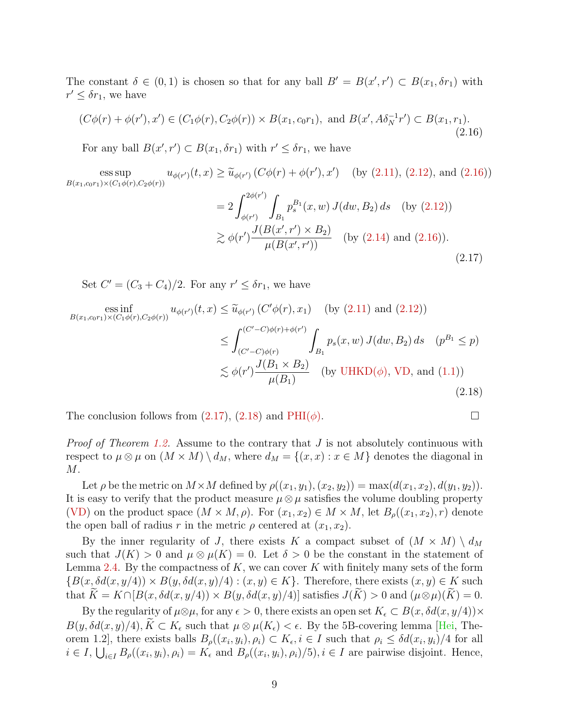The constant $\delta \in (0,1)$ is chosen so that for any ball $B' = B(x', r') \subset B(x_1, \delta r_1)$ with $r' \le \delta r_1$, we have

$$(C\phi(r) + \phi(r'), x') \in (C_1\phi(r), C_2\phi(r)) \times B(x_1, c_0 r_1), \text{ and } B(x', A\delta_N^{-1} r') \subset B(x_1, r_1). \tag{2.16}$$

For any ball $B(x', r') \subset B(x_1, \delta r_1)$ with $r' \le \delta r_1$, we have

$$\begin{aligned}
\operatorname*{ess\,sup}_{B(x_1, c_0 r_1) \times (C_1\phi(r), C_2\phi(r))} u_{\phi(r')}(t,x) &\ge \widetilde{u}_{\phi(r')}\left(C\phi(r) + \phi(r'), x'\right) \quad \text{(by (2.11), (2.12), and (2.16))} \\
&= 2\int_{\phi(r')}^{2\phi(r')} \int_{B_1} p_s^{B_1}(x,w)\, J(dw, B_2)\, ds \quad \text{(by (2.12))} \\
&\gtrsim \phi(r') \frac{J(B(x', r') \times B_2)}{\mu(B(x', r'))} \quad \text{(by (2.14) and (2.16))}.
\end{aligned} \tag{2.17}$$

Set $C' = (C_3 + C_4)/2$. For any $r' \le \delta r_1$, we have

$$\begin{aligned}
\operatorname*{ess\,inf}_{B(x_1, c_0 r_1) \times (C_1\phi(r), C_2\phi(r))} u_{\phi(r')}(t,x) &\le \widetilde{u}_{\phi(r')}\left(C'\phi(r), x_1\right) \quad \text{(by (2.11) and (2.12))} \\
&\le \int_{(C'-C)\phi(r)}^{(C'-C)\phi(r) + \phi(r')} \int_{B_1} p_s(x,w)\, J(dw, B_2)\, ds \quad (p^{B_1} \le p) \\
&\lesssim \phi(r') \frac{J(B_1 \times B_2)}{\mu(B_1)} \quad \text{(by UHKD}(\phi)\text{, VD, and (1.1))}
\end{aligned} \tag{2.18}$$

The conclusion follows from (2.17), (2.18) and PHI($\phi$). $\square$

*Proof of Theorem 1.2.* Assume to the contrary that $J$ is not absolutely continuous with respect to $\mu \otimes \mu$ on $(M \times M) \setminus d_M$, where $d_M = \{(x,x) : x \in M\}$ denotes the diagonal in $M$.

Let $\rho$ be the metric on $M \times M$ defined by $\rho((x_1, y_1), (x_2, y_2)) = \max(d(x_1, x_2), d(y_1, y_2))$. It is easy to verify that the product measure $\mu \otimes \mu$ satisfies the volume doubling property (VD) on the product space $(M \times M, \rho)$. For $(x_1, x_2) \in M \times M$, let $B_\rho((x_1, x_2), r)$ denote the open ball of radius $r$ in the metric $\rho$ centered at $(x_1, x_2)$.

By the inner regularity of $J$, there exists $K$ a compact subset of $(M \times M) \setminus d_M$ such that $J(K) > 0$ and $\mu \otimes \mu(K) = 0$. Let $\delta > 0$ be the constant in the statement of Lemma 2.4. By the compactness of $K$, we can cover $K$ with finitely many sets of the form $\{B(x, \delta d(x,y/4)) \times B(y, \delta d(x,y)/4) : (x,y) \in K\}$. Therefore, there exists $(x,y) \in K$ such that $\widetilde{K} = K \cap [B(x, \delta d(x,y/4)) \times B(y, \delta d(x,y)/4)]$ satisfies $J(\widetilde{K}) > 0$ and $(\mu \otimes \mu)(\widetilde{K}) = 0$.

By the regularity of $\mu \otimes \mu$, for any $\epsilon > 0$, there exists an open set $K_\epsilon \subset B(x, \delta d(x,y/4)) \times B(y, \delta d(x,y)/4), \widetilde{K} \subset K_\epsilon$ such that $\mu \otimes \mu(K_\epsilon) < \epsilon$. By the 5B-covering lemma [Hei, Theorem 1.2], there exists balls $B_\rho((x_i, y_i), \rho_i) \subset K_\epsilon, i \in I$ such that $\rho_i \le \delta d(x_i, y_i)/4$ for all $i \in I$, $\bigcup_{i \in I} B_\rho((x_i, y_i), \rho_i) = K_\epsilon$ and $B_\rho((x_i, y_i), \rho_i)/5), i \in I$ are pairwise disjoint. Hence,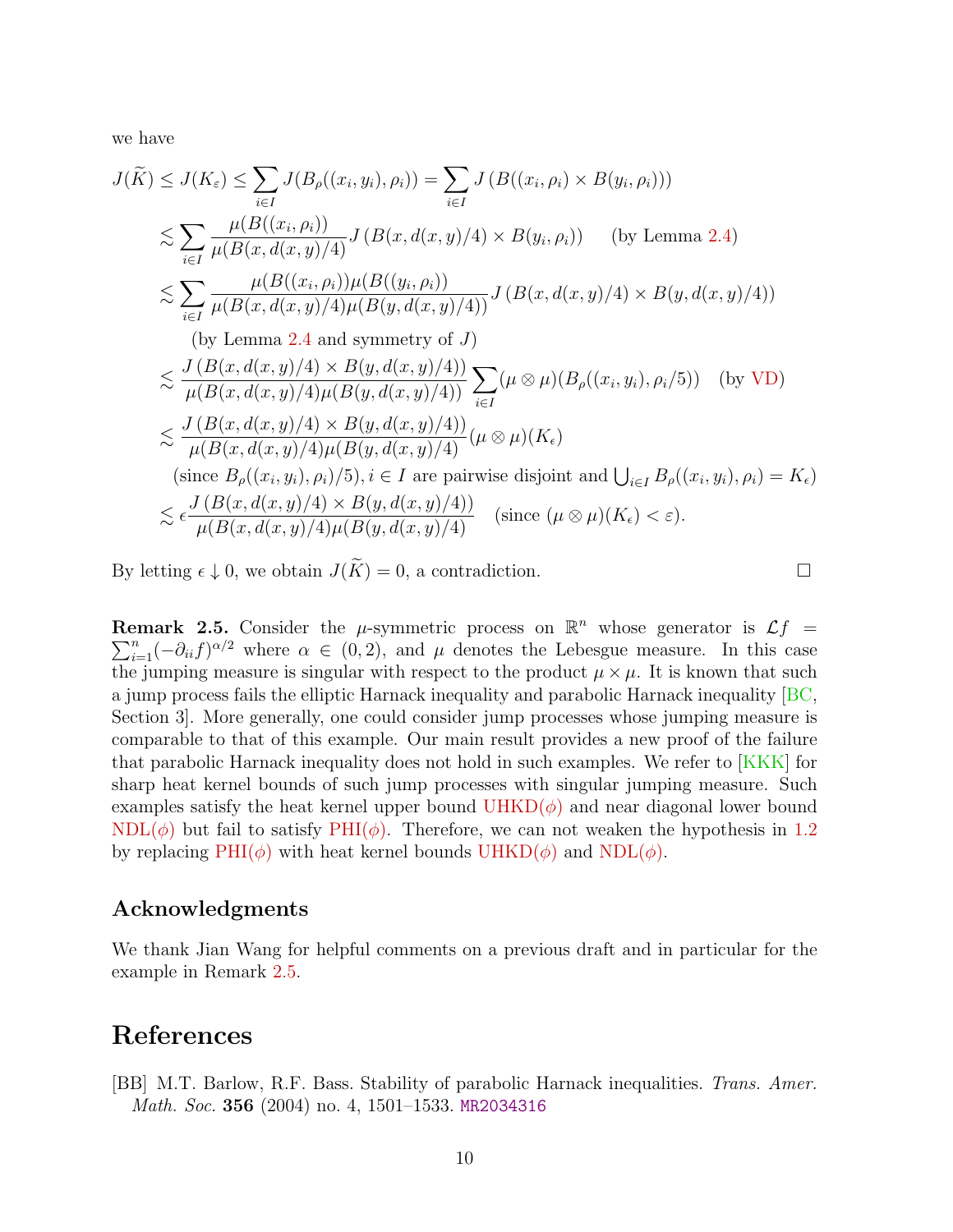we have

$$
\begin{aligned}
J(\widetilde{K}) &\le J(K_\varepsilon) \le \sum_{i\in I} J(B_\rho((x_i,y_i),\rho_i)) = \sum_{i\in I} J\left(B((x_i,\rho_i) \times B(y_i,\rho_i))\right) \\
&\lesssim \sum_{i\in I} \frac{\mu(B((x_i,\rho_i))}{\mu(B(x,d(x,y)/4)} J\left(B(x,d(x,y)/4) \times B(y_i,\rho_i)\right) \qquad \text{(by Lemma 2.4)} \\
&\lesssim \sum_{i\in I} \frac{\mu(B((x_i,\rho_i))\mu(B((y_i,\rho_i))}{\mu(B(x,d(x,y)/4)\mu(B(y,d(x,y)/4))} J\left(B(x,d(x,y)/4) \times B(y,d(x,y)/4)\right) \\
&\qquad \text{(by Lemma 2.4 and symmetry of } J) \\
&\lesssim \frac{J\left(B(x,d(x,y)/4) \times B(y,d(x,y)/4)\right)}{\mu(B(x,d(x,y)/4)\mu(B(y,d(x,y)/4))} \sum_{i\in I} (\mu\otimes\mu)(B_\rho((x_i,y_i),\rho_i/5)) \quad \text{(by VD)} \\
&\lesssim \frac{J\left(B(x,d(x,y)/4) \times B(y,d(x,y)/4)\right)}{\mu(B(x,d(x,y)/4)\mu(B(y,d(x,y)/4)} (\mu\otimes\mu)(K_\epsilon) \\
&\qquad \text{(since } B_\rho((x_i,y_i),\rho_i)/5), i \in I \text{ are pairwise disjoint and } \textstyle\bigcup_{i\in I} B_\rho((x_i,y_i),\rho_i) = K_\epsilon) \\
&\lesssim \epsilon \frac{J\left(B(x,d(x,y)/4) \times B(y,d(x,y)/4)\right)}{\mu(B(x,d(x,y)/4)\mu(B(y,d(x,y)/4)} \quad \text{(since } (\mu\otimes\mu)(K_\epsilon) < \varepsilon).
\end{aligned}
$$

By letting $\epsilon \downarrow 0$, we obtain $J(\widetilde{K}) = 0$, a contradiction. $\square$

**Remark 2.5.** Consider the $\mu$-symmetric process on $\mathbb{R}^n$ whose generator is $\mathcal{L}f = \sum_{i=1}^n (-\partial_{ii} f)^{\alpha/2}$ where $\alpha \in (0,2)$, and $\mu$ denotes the Lebesgue measure. In this case the jumping measure is singular with respect to the product $\mu \times \mu$. It is known that such a jump process fails the elliptic Harnack inequality and parabolic Harnack inequality [BC, Section 3]. More generally, one could consider jump processes whose jumping measure is comparable to that of this example. Our main result provides a new proof of the failure that parabolic Harnack inequality does not hold in such examples. We refer to [KKK] for sharp heat kernel bounds of such jump processes with singular jumping measure. Such examples satisfy the heat kernel upper bound UHKD($\phi$) and near diagonal lower bound NDL($\phi$) but fail to satisfy PHI($\phi$). Therefore, we can not weaken the hypothesis in 1.2 by replacing PHI($\phi$) with heat kernel bounds UHKD($\phi$) and NDL($\phi$).

## Acknowledgments

We thank Jian Wang for helpful comments on a previous draft and in particular for the example in Remark 2.5.

# References

[BB] M.T. Barlow, R.F. Bass. Stability of parabolic Harnack inequalities. *Trans. Amer. Math. Soc.* **356** (2004) no. 4, 1501–1533. MR2034316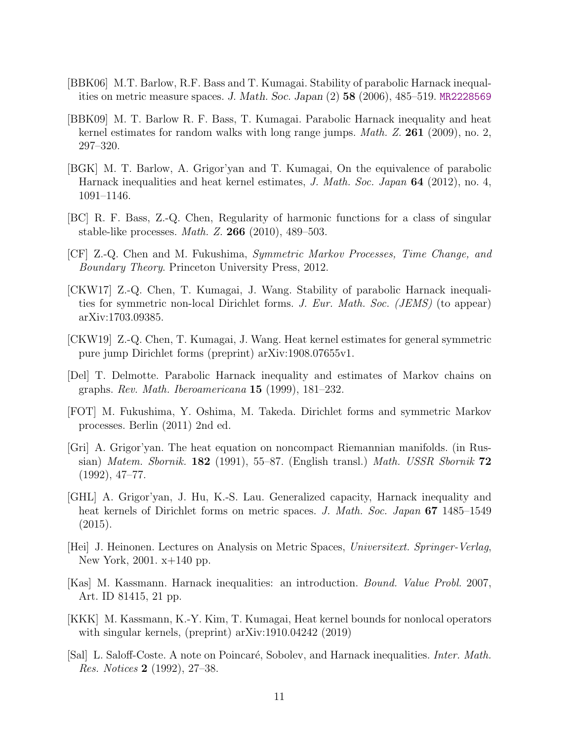[BBK06] M.T. Barlow, R.F. Bass and T. Kumagai. Stability of parabolic Harnack inequalities on metric measure spaces. *J. Math. Soc. Japan* (2) **58** (2006), 485–519. MR2228569

[BBK09] M. T. Barlow R. F. Bass, T. Kumagai. Parabolic Harnack inequality and heat kernel estimates for random walks with long range jumps. *Math. Z.* **261** (2009), no. 2, 297–320.

[BGK] M. T. Barlow, A. Grigor'yan and T. Kumagai, On the equivalence of parabolic Harnack inequalities and heat kernel estimates, *J. Math. Soc. Japan* **64** (2012), no. 4, 1091–1146.

[BC] R. F. Bass, Z.-Q. Chen, Regularity of harmonic functions for a class of singular stable-like processes. *Math. Z.* **266** (2010), 489–503.

[CF] Z.-Q. Chen and M. Fukushima, *Symmetric Markov Processes, Time Change, and Boundary Theory*. Princeton University Press, 2012.

[CKW17] Z.-Q. Chen, T. Kumagai, J. Wang. Stability of parabolic Harnack inequalities for symmetric non-local Dirichlet forms. *J. Eur. Math. Soc. (JEMS)* (to appear) arXiv:1703.09385.

[CKW19] Z.-Q. Chen, T. Kumagai, J. Wang. Heat kernel estimates for general symmetric pure jump Dirichlet forms (preprint) arXiv:1908.07655v1.

[Del] T. Delmotte. Parabolic Harnack inequality and estimates of Markov chains on graphs. *Rev. Math. Iberoamericana* **15** (1999), 181–232.

[FOT] M. Fukushima, Y. Oshima, M. Takeda. Dirichlet forms and symmetric Markov processes. Berlin (2011) 2nd ed.

[Gri] A. Grigor'yan. The heat equation on noncompact Riemannian manifolds. (in Russian) *Matem. Sbornik.* **182** (1991), 55–87. (English transl.) *Math. USSR Sbornik* **72** (1992), 47–77.

[GHL] A. Grigor'yan, J. Hu, K.-S. Lau. Generalized capacity, Harnack inequality and heat kernels of Dirichlet forms on metric spaces. *J. Math. Soc. Japan* **67** 1485–1549 (2015).

[Hei] J. Heinonen. Lectures on Analysis on Metric Spaces, *Universitext. Springer-Verlag*, New York, 2001. x+140 pp.

[Kas] M. Kassmann. Harnack inequalities: an introduction. *Bound. Value Probl.* 2007, Art. ID 81415, 21 pp.

[KKK] M. Kassmann, K.-Y. Kim, T. Kumagai, Heat kernel bounds for nonlocal operators with singular kernels, (preprint) arXiv:1910.04242 (2019)

[Sal] L. Saloff-Coste. A note on Poincaré, Sobolev, and Harnack inequalities. *Inter. Math. Res. Notices* **2** (1992), 27–38.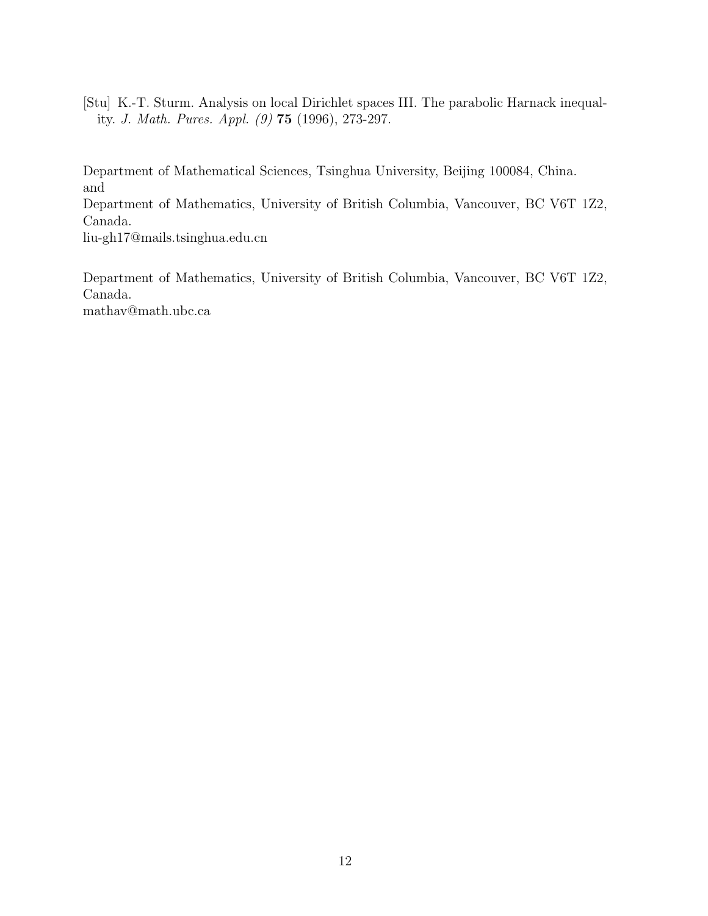[Stu] K.-T. Sturm. Analysis on local Dirichlet spaces III. The parabolic Harnack inequality. *J. Math. Pures. Appl. (9)* **75** (1996), 273-297.

Department of Mathematical Sciences, Tsinghua University, Beijing 100084, China.
and
Department of Mathematics, University of British Columbia, Vancouver, BC V6T 1Z2, Canada.
liu-gh17@mails.tsinghua.edu.cn

Department of Mathematics, University of British Columbia, Vancouver, BC V6T 1Z2, Canada.
mathav@math.ubc.ca